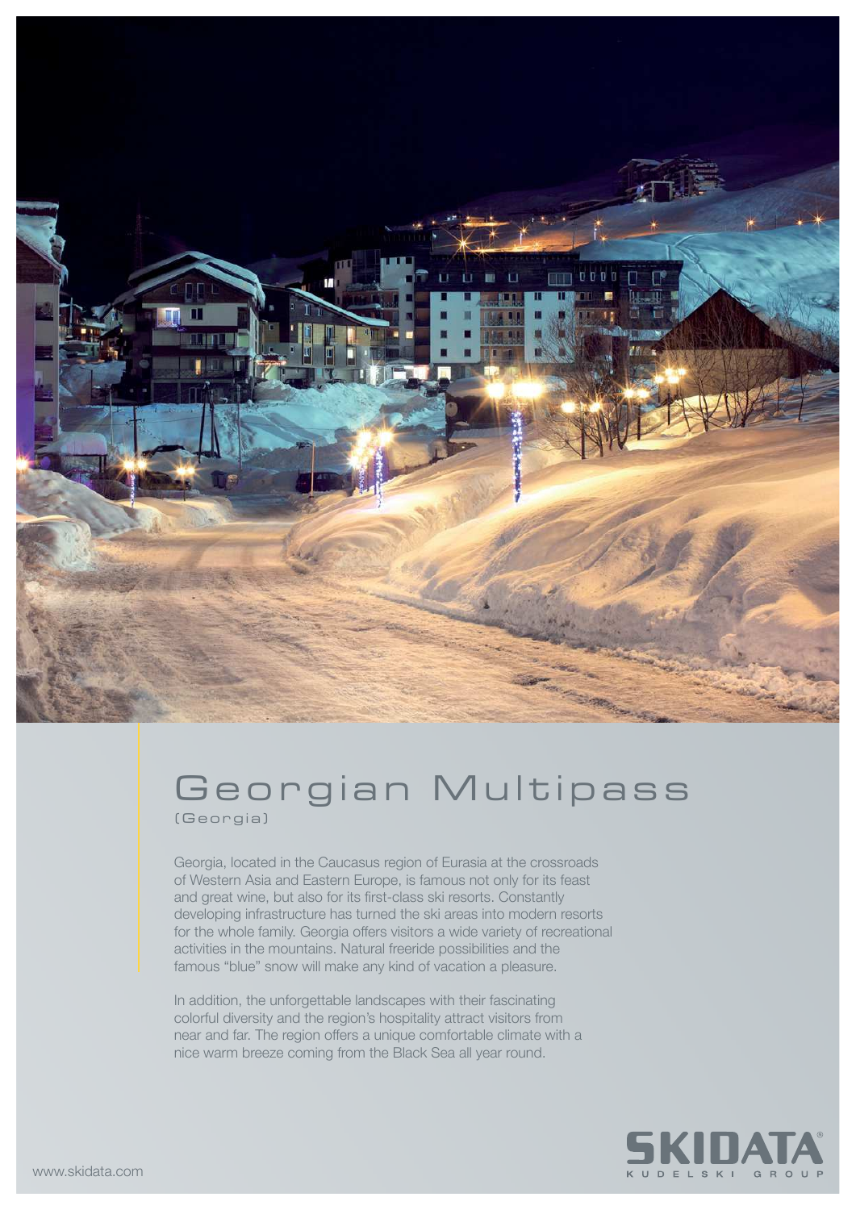# Georgian Multipass

(Georgia)

Georgia, located in the Caucasus region of Eurasia at the crossroads of Western Asia and Eastern Europe, is famous not only for its feast and great wine, but also for its first-class ski resorts. Constantly developing infrastructure has turned the ski areas into modern resorts for the whole family. Georgia offers visitors a wide variety of recreational activities in the mountains. Natural freeride possibilities and the famous "blue" snow will make any kind of vacation a pleasure.

In addition, the unforgettable landscapes with their fascinating colorful diversity and the region's hospitality attract visitors from near and far. The region offers a unique comfortable climate with a nice warm breeze coming from the Black Sea all year round.

www.skidata.com

SKIDATA®
KUDELSKI GROUP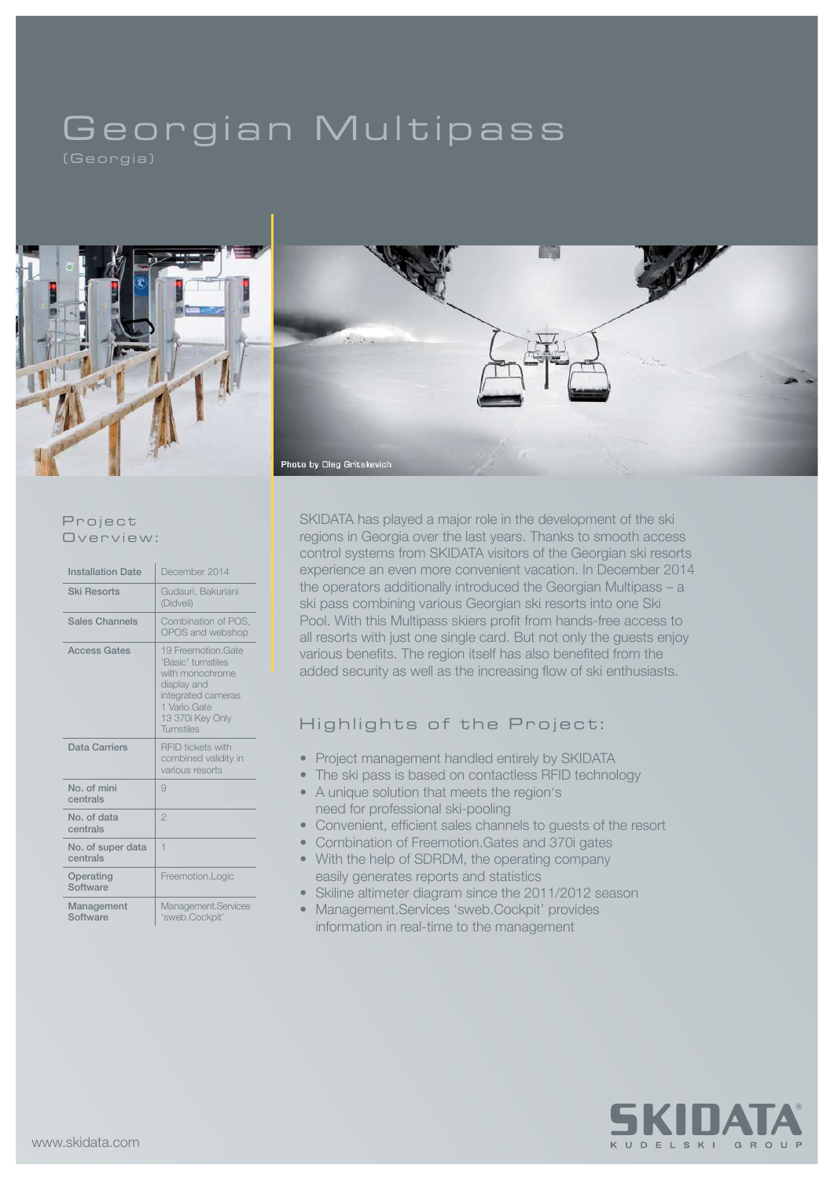# Georgian Multipass

(Georgia)

Photo by Oleg Gritskevich

## Project Overview:

| | |
|---|---|
| Installation Date | December 2014 |
| Ski Resorts | Gudauri, Bakuriani (Didveli) |
| Sales Channels | Combination of POS, OPOS and webshop |
| Access Gates | 19 Freemotion.Gate 'Basic' turnstiles with monochrome display and integrated cameras<br>1 Vario.Gate<br>13 370i Key Only Turnstiles |
| Data Carriers | RFID tickets with combined validity in various resorts |
| No. of mini centrals | 9 |
| No. of data centrals | 2 |
| No. of super data centrals | 1 |
| Operating Software | Freemotion.Logic |
| Management Software | Management.Services 'sweb.Cockpit' |

SKIDATA has played a major role in the development of the ski regions in Georgia over the last years. Thanks to smooth access control systems from SKIDATA visitors of the Georgian ski resorts experience an even more convenient vacation. In December 2014 the operators additionally introduced the Georgian Multipass – a ski pass combining various Georgian ski resorts into one Ski Pool. With this Multipass skiers profit from hands-free access to all resorts with just one single card. But not only the guests enjoy various benefits. The region itself has also benefited from the added security as well as the increasing flow of ski enthusiasts.

## Highlights of the Project:

- Project management handled entirely by SKIDATA
- The ski pass is based on contactless RFID technology
- A unique solution that meets the region's need for professional ski-pooling
- Convenient, efficient sales channels to guests of the resort
- Combination of Freemotion.Gates and 370i gates
- With the help of SDRDM, the operating company easily generates reports and statistics
- Skiline altimeter diagram since the 2011/2012 season
- Management.Services 'sweb.Cockpit' provides information in real-time to the management

www.skidata.com

SKIDATA
KUDELSKI GROUP